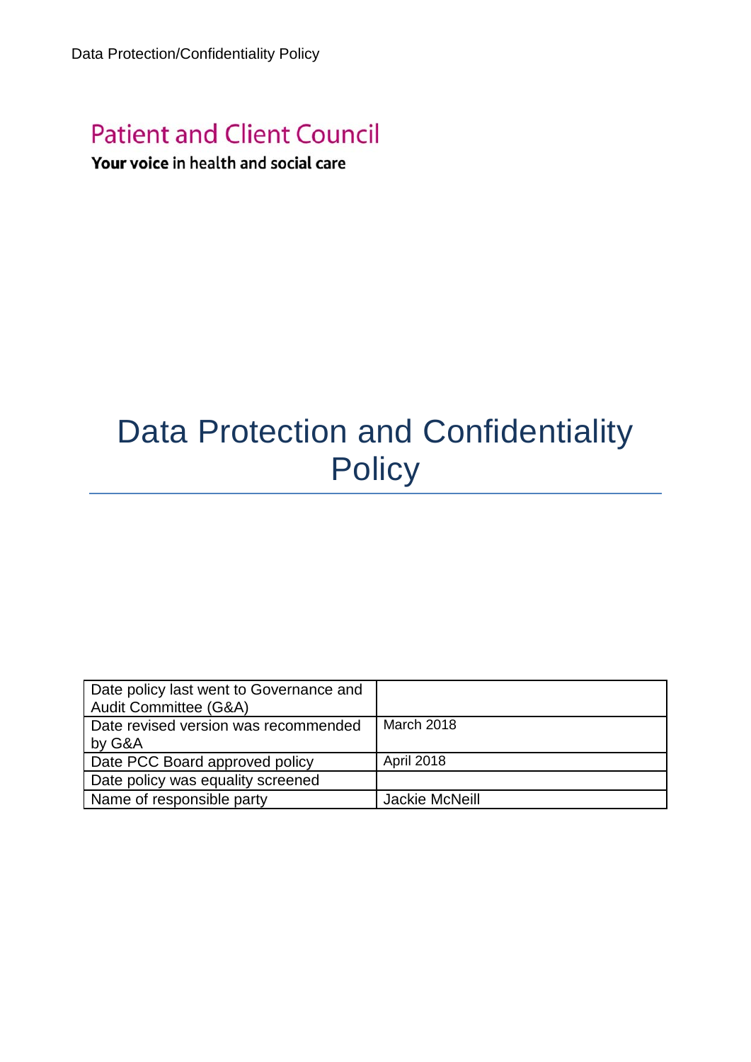Patient and Client Council

**Your voice** in health and social care

# Data Protection and Confidentiality Policy

| Date policy last went to Governance and Audit Committee (G&A) | |
|---|---|
| Date revised version was recommended by G&A | March 2018 |
| Date PCC Board approved policy | April 2018 |
| Date policy was equality screened | |
| Name of responsible party | Jackie McNeill |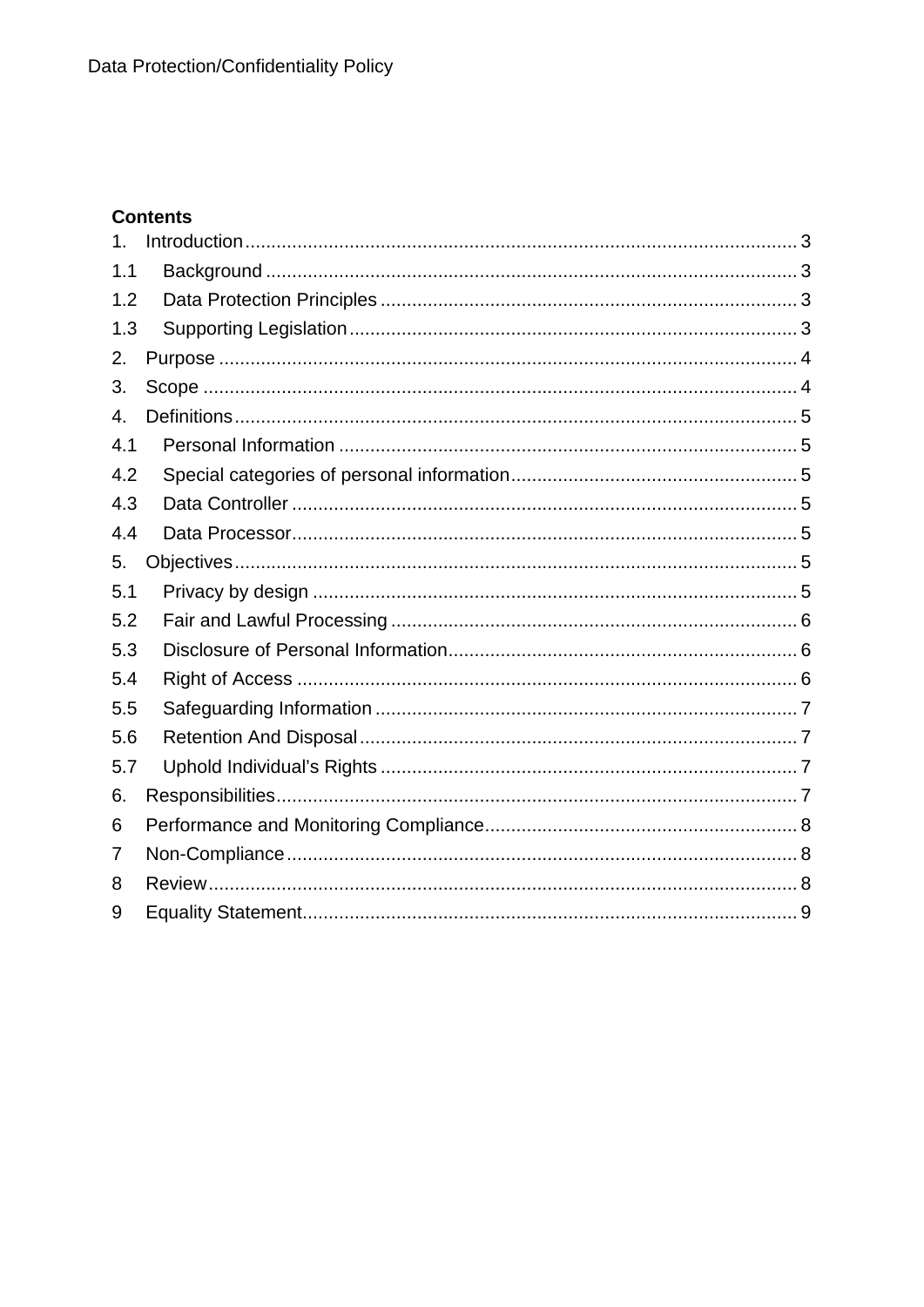**Contents**

1. Introduction ........................................................................................................ 3
1.1 Background ..................................................................................................... 3
1.2 Data Protection Principles ............................................................................... 3
1.3 Supporting Legislation ..................................................................................... 3
2. Purpose ............................................................................................................. 4
3. Scope ................................................................................................................ 4
4. Definitions .......................................................................................................... 5
4.1 Personal Information ....................................................................................... 5
4.2 Special categories of personal information ...................................................... 5
4.3 Data Controller ................................................................................................ 5
4.4 Data Processor ................................................................................................ 5
5. Objectives .......................................................................................................... 5
5.1 Privacy by design ............................................................................................ 5
5.2 Fair and Lawful Processing ............................................................................. 6
5.3 Disclosure of Personal Information .................................................................. 6
5.4 Right of Access ............................................................................................... 6
5.5 Safeguarding Information ................................................................................ 7
5.6 Retention And Disposal ................................................................................... 7
5.7 Uphold Individual's Rights ............................................................................... 7
6. Responsibilities ................................................................................................... 7
6 Performance and Monitoring Compliance ........................................................... 8
7 Non-Compliance ................................................................................................. 8
8 Review ................................................................................................................ 8
9 Equality Statement .............................................................................................. 9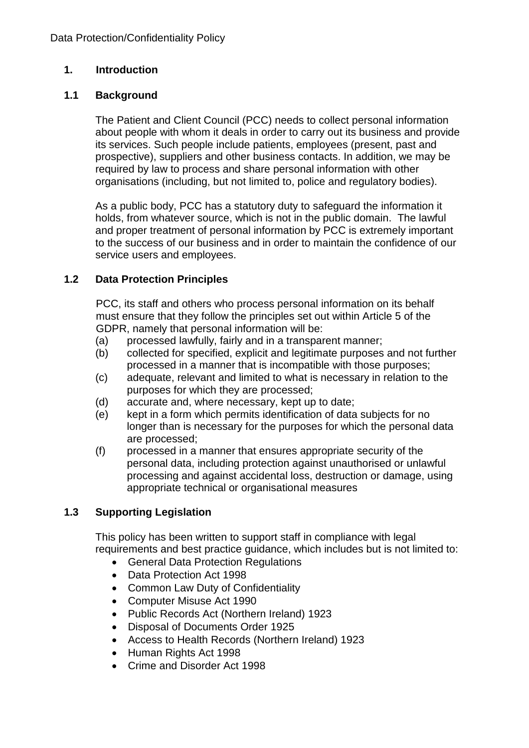## 1. Introduction

### 1.1 Background

The Patient and Client Council (PCC) needs to collect personal information about people with whom it deals in order to carry out its business and provide its services. Such people include patients, employees (present, past and prospective), suppliers and other business contacts. In addition, we may be required by law to process and share personal information with other organisations (including, but not limited to, police and regulatory bodies).

As a public body, PCC has a statutory duty to safeguard the information it holds, from whatever source, which is not in the public domain. The lawful and proper treatment of personal information by PCC is extremely important to the success of our business and in order to maintain the confidence of our service users and employees.

### 1.2 Data Protection Principles

PCC, its staff and others who process personal information on its behalf must ensure that they follow the principles set out within Article 5 of the GDPR, namely that personal information will be:

(a) processed lawfully, fairly and in a transparent manner;

(b) collected for specified, explicit and legitimate purposes and not further processed in a manner that is incompatible with those purposes;

(c) adequate, relevant and limited to what is necessary in relation to the purposes for which they are processed;

(d) accurate and, where necessary, kept up to date;

(e) kept in a form which permits identification of data subjects for no longer than is necessary for the purposes for which the personal data are processed;

(f) processed in a manner that ensures appropriate security of the personal data, including protection against unauthorised or unlawful processing and against accidental loss, destruction or damage, using appropriate technical or organisational measures

### 1.3 Supporting Legislation

This policy has been written to support staff in compliance with legal requirements and best practice guidance, which includes but is not limited to:

- General Data Protection Regulations
- Data Protection Act 1998
- Common Law Duty of Confidentiality
- Computer Misuse Act 1990
- Public Records Act (Northern Ireland) 1923
- Disposal of Documents Order 1925
- Access to Health Records (Northern Ireland) 1923
- Human Rights Act 1998
- Crime and Disorder Act 1998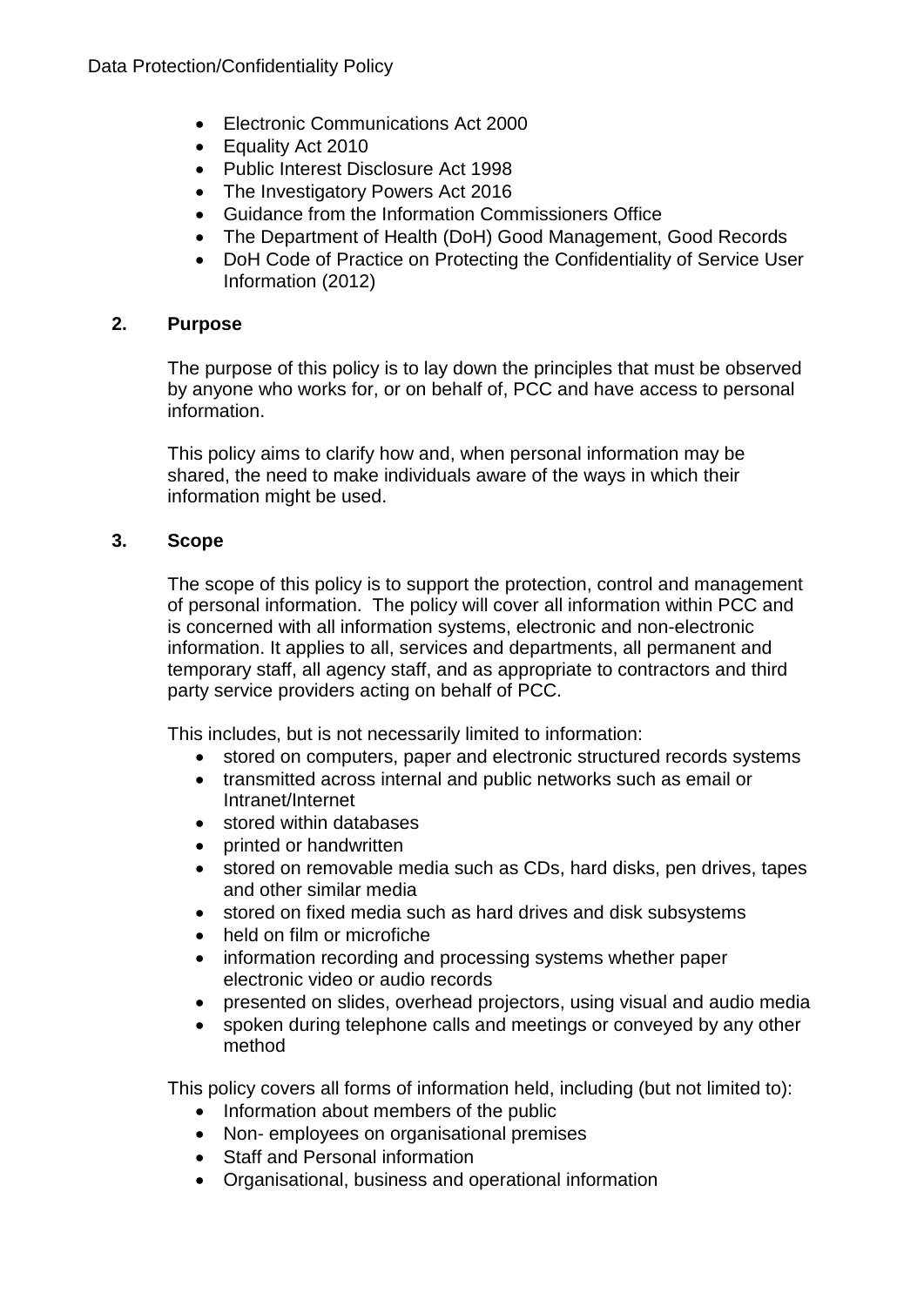- Electronic Communications Act 2000
- Equality Act 2010
- Public Interest Disclosure Act 1998
- The Investigatory Powers Act 2016
- Guidance from the Information Commissioners Office
- The Department of Health (DoH) Good Management, Good Records
- DoH Code of Practice on Protecting the Confidentiality of Service User Information (2012)

## 2. Purpose

The purpose of this policy is to lay down the principles that must be observed by anyone who works for, or on behalf of, PCC and have access to personal information.

This policy aims to clarify how and, when personal information may be shared, the need to make individuals aware of the ways in which their information might be used.

## 3. Scope

The scope of this policy is to support the protection, control and management of personal information. The policy will cover all information within PCC and is concerned with all information systems, electronic and non-electronic information. It applies to all, services and departments, all permanent and temporary staff, all agency staff, and as appropriate to contractors and third party service providers acting on behalf of PCC.

This includes, but is not necessarily limited to information:

- stored on computers, paper and electronic structured records systems
- transmitted across internal and public networks such as email or Intranet/Internet
- stored within databases
- printed or handwritten
- stored on removable media such as CDs, hard disks, pen drives, tapes and other similar media
- stored on fixed media such as hard drives and disk subsystems
- held on film or microfiche
- information recording and processing systems whether paper electronic video or audio records
- presented on slides, overhead projectors, using visual and audio media
- spoken during telephone calls and meetings or conveyed by any other method

This policy covers all forms of information held, including (but not limited to):

- Information about members of the public
- Non- employees on organisational premises
- Staff and Personal information
- Organisational, business and operational information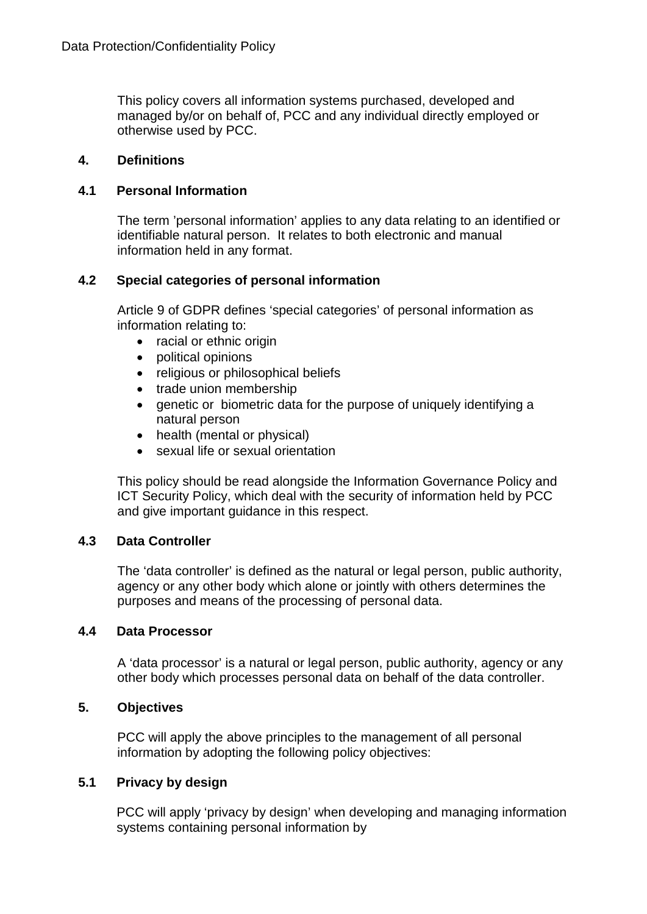This policy covers all information systems purchased, developed and managed by/or on behalf of, PCC and any individual directly employed or otherwise used by PCC.

## 4. Definitions

### 4.1 Personal Information

The term 'personal information' applies to any data relating to an identified or identifiable natural person. It relates to both electronic and manual information held in any format.

### 4.2 Special categories of personal information

Article 9 of GDPR defines 'special categories' of personal information as information relating to:

- racial or ethnic origin
- political opinions
- religious or philosophical beliefs
- trade union membership
- genetic or biometric data for the purpose of uniquely identifying a natural person
- health (mental or physical)
- sexual life or sexual orientation

This policy should be read alongside the Information Governance Policy and ICT Security Policy, which deal with the security of information held by PCC and give important guidance in this respect.

### 4.3 Data Controller

The 'data controller' is defined as the natural or legal person, public authority, agency or any other body which alone or jointly with others determines the purposes and means of the processing of personal data.

### 4.4 Data Processor

A 'data processor' is a natural or legal person, public authority, agency or any other body which processes personal data on behalf of the data controller.

## 5. Objectives

PCC will apply the above principles to the management of all personal information by adopting the following policy objectives:

### 5.1 Privacy by design

PCC will apply 'privacy by design' when developing and managing information systems containing personal information by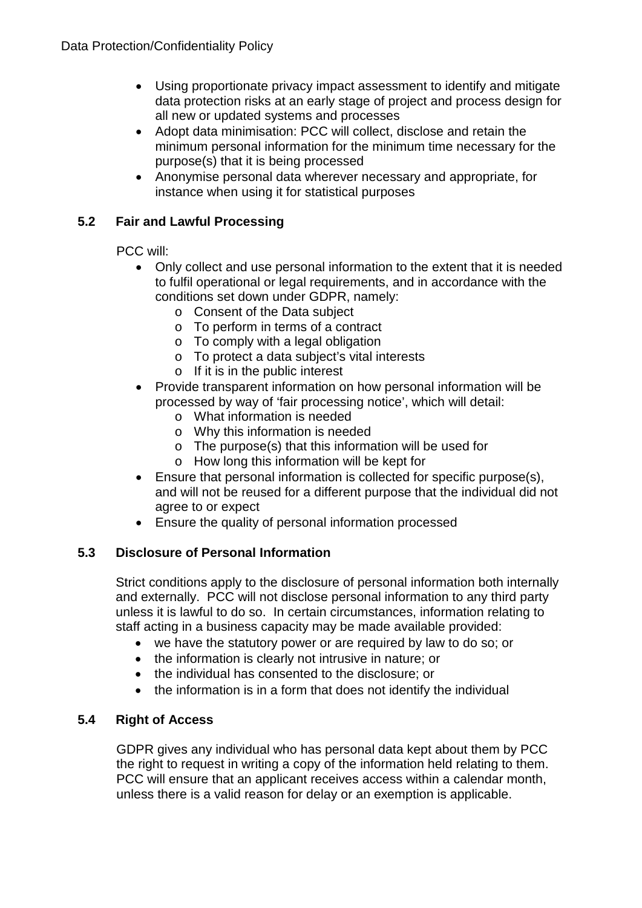- Using proportionate privacy impact assessment to identify and mitigate data protection risks at an early stage of project and process design for all new or updated systems and processes
- Adopt data minimisation: PCC will collect, disclose and retain the minimum personal information for the minimum time necessary for the purpose(s) that it is being processed
- Anonymise personal data wherever necessary and appropriate, for instance when using it for statistical purposes

### 5.2 Fair and Lawful Processing

PCC will:

- Only collect and use personal information to the extent that it is needed to fulfil operational or legal requirements, and in accordance with the conditions set down under GDPR, namely:
  - Consent of the Data subject
  - To perform in terms of a contract
  - To comply with a legal obligation
  - To protect a data subject's vital interests
  - If it is in the public interest
- Provide transparent information on how personal information will be processed by way of 'fair processing notice', which will detail:
  - What information is needed
  - Why this information is needed
  - The purpose(s) that this information will be used for
  - How long this information will be kept for
- Ensure that personal information is collected for specific purpose(s), and will not be reused for a different purpose that the individual did not agree to or expect
- Ensure the quality of personal information processed

### 5.3 Disclosure of Personal Information

Strict conditions apply to the disclosure of personal information both internally and externally. PCC will not disclose personal information to any third party unless it is lawful to do so. In certain circumstances, information relating to staff acting in a business capacity may be made available provided:

- we have the statutory power or are required by law to do so; or
- the information is clearly not intrusive in nature; or
- the individual has consented to the disclosure; or
- the information is in a form that does not identify the individual

### 5.4 Right of Access

GDPR gives any individual who has personal data kept about them by PCC the right to request in writing a copy of the information held relating to them. PCC will ensure that an applicant receives access within a calendar month, unless there is a valid reason for delay or an exemption is applicable.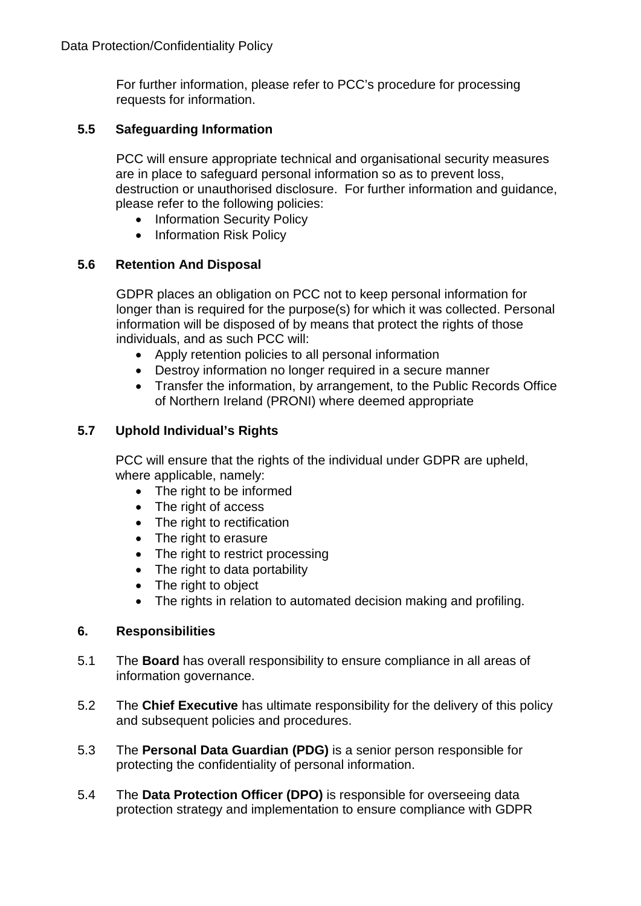For further information, please refer to PCC's procedure for processing requests for information.

### 5.5 Safeguarding Information

PCC will ensure appropriate technical and organisational security measures are in place to safeguard personal information so as to prevent loss, destruction or unauthorised disclosure. For further information and guidance, please refer to the following policies:

- Information Security Policy
- Information Risk Policy

### 5.6 Retention And Disposal

GDPR places an obligation on PCC not to keep personal information for longer than is required for the purpose(s) for which it was collected. Personal information will be disposed of by means that protect the rights of those individuals, and as such PCC will:

- Apply retention policies to all personal information
- Destroy information no longer required in a secure manner
- Transfer the information, by arrangement, to the Public Records Office of Northern Ireland (PRONI) where deemed appropriate

### 5.7 Uphold Individual's Rights

PCC will ensure that the rights of the individual under GDPR are upheld, where applicable, namely:

- The right to be informed
- The right of access
- The right to rectification
- The right to erasure
- The right to restrict processing
- The right to data portability
- The right to object
- The rights in relation to automated decision making and profiling.

## 6. Responsibilities

5.1 The **Board** has overall responsibility to ensure compliance in all areas of information governance.

5.2 The **Chief Executive** has ultimate responsibility for the delivery of this policy and subsequent policies and procedures.

5.3 The **Personal Data Guardian (PDG)** is a senior person responsible for protecting the confidentiality of personal information.

5.4 The **Data Protection Officer (DPO)** is responsible for overseeing data protection strategy and implementation to ensure compliance with GDPR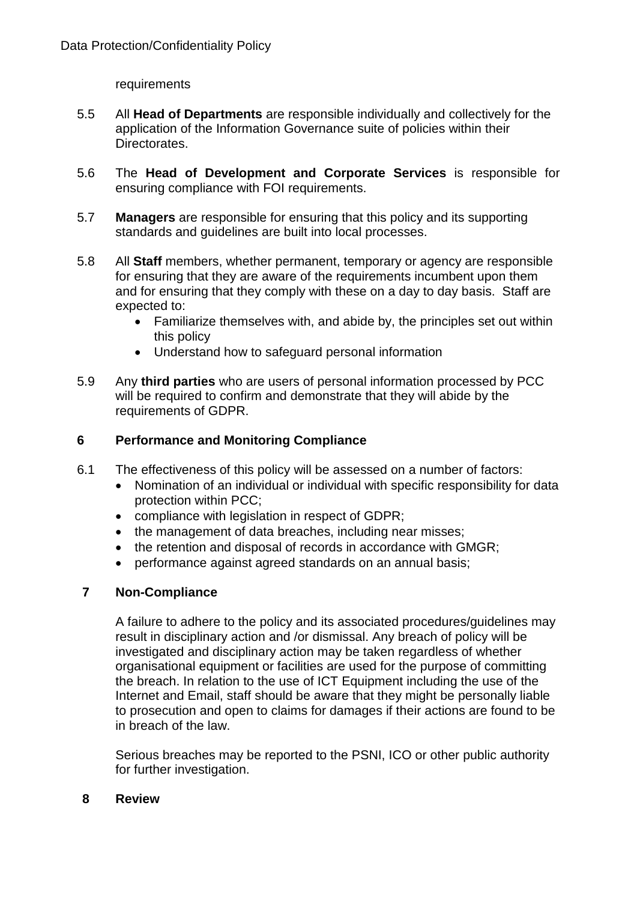requirements

5.5 All **Head of Departments** are responsible individually and collectively for the application of the Information Governance suite of policies within their Directorates.

5.6 The **Head of Development and Corporate Services** is responsible for ensuring compliance with FOI requirements.

5.7 **Managers** are responsible for ensuring that this policy and its supporting standards and guidelines are built into local processes.

5.8 All **Staff** members, whether permanent, temporary or agency are responsible for ensuring that they are aware of the requirements incumbent upon them and for ensuring that they comply with these on a day to day basis. Staff are expected to:

- Familiarize themselves with, and abide by, the principles set out within this policy
- Understand how to safeguard personal information

5.9 Any **third parties** who are users of personal information processed by PCC will be required to confirm and demonstrate that they will abide by the requirements of GDPR.

## 6 Performance and Monitoring Compliance

6.1 The effectiveness of this policy will be assessed on a number of factors:

- Nomination of an individual or individual with specific responsibility for data protection within PCC;
- compliance with legislation in respect of GDPR;
- the management of data breaches, including near misses;
- the retention and disposal of records in accordance with GMGR;
- performance against agreed standards on an annual basis;

## 7 Non-Compliance

A failure to adhere to the policy and its associated procedures/guidelines may result in disciplinary action and /or dismissal. Any breach of policy will be investigated and disciplinary action may be taken regardless of whether organisational equipment or facilities are used for the purpose of committing the breach. In relation to the use of ICT Equipment including the use of the Internet and Email, staff should be aware that they might be personally liable to prosecution and open to claims for damages if their actions are found to be in breach of the law.

Serious breaches may be reported to the PSNI, ICO or other public authority for further investigation.

## 8 Review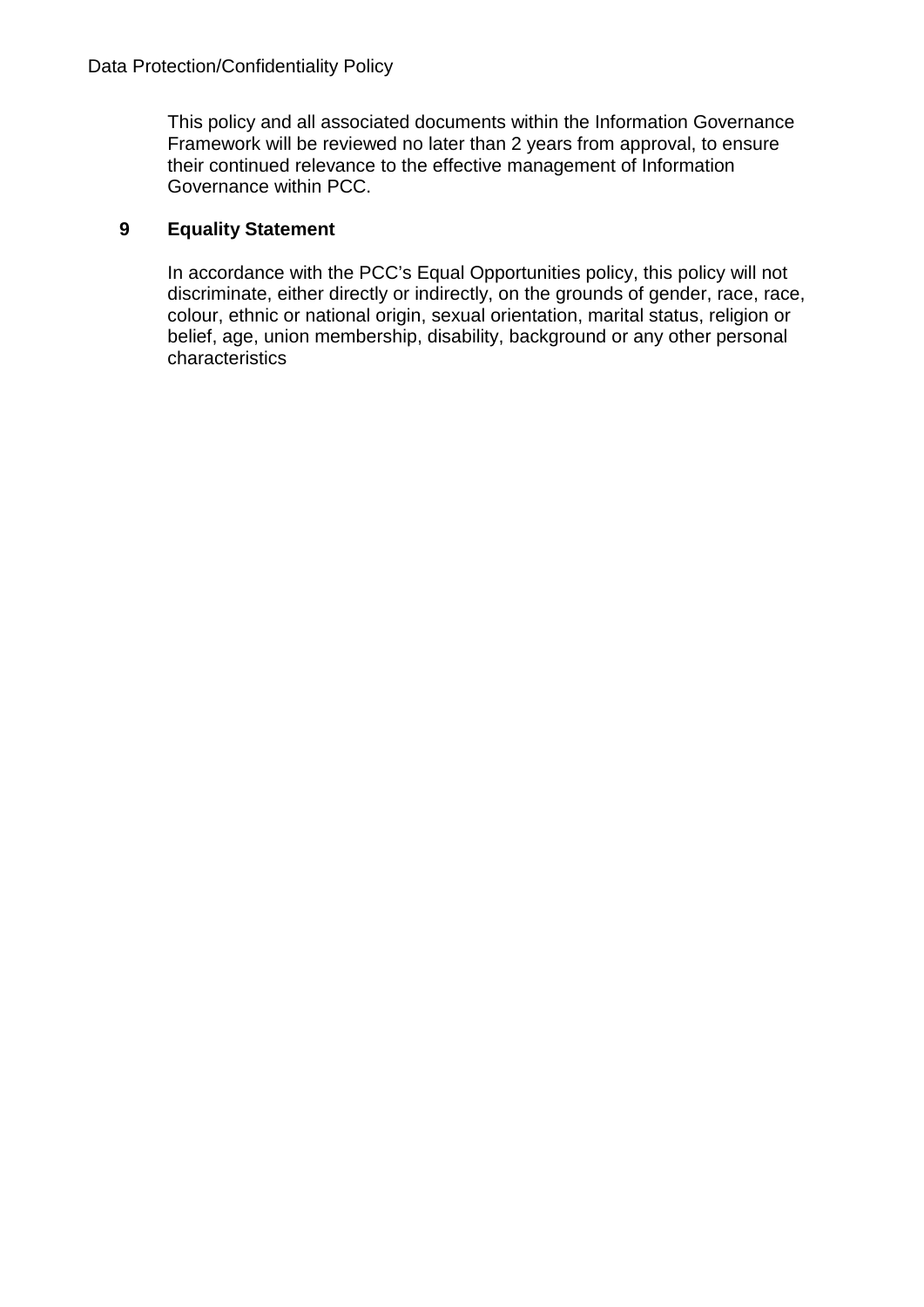This policy and all associated documents within the Information Governance Framework will be reviewed no later than 2 years from approval, to ensure their continued relevance to the effective management of Information Governance within PCC.

## 9 Equality Statement

In accordance with the PCC's Equal Opportunities policy, this policy will not discriminate, either directly or indirectly, on the grounds of gender, race, race, colour, ethnic or national origin, sexual orientation, marital status, religion or belief, age, union membership, disability, background or any other personal characteristics